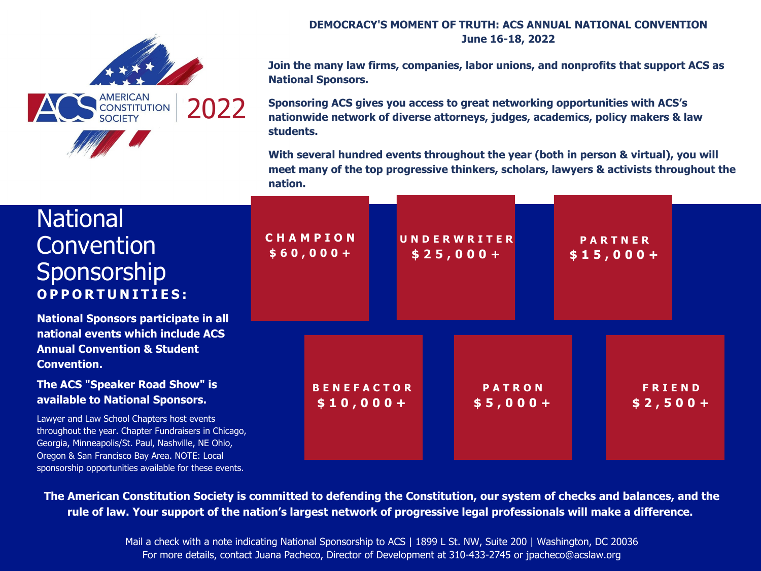AMERICAN CONSTITUTION SOCIETY 2022

# DEMOCRACY'S MOMENT OF TRUTH: ACS ANNUAL NATIONAL CONVENTION
## June 16-18, 2022

**Join the many law firms, companies, labor unions, and nonprofits that support ACS as National Sponsors.**

**Sponsoring ACS gives you access to great networking opportunities with ACS's nationwide network of diverse attorneys, judges, academics, policy makers & law students.**

**With several hundred events throughout the year (both in person & virtual), you will meet many of the top progressive thinkers, scholars, lawyers & activists throughout the nation.**

## National Convention Sponsorship OPPORTUNITIES:

**National Sponsors participate in all national events which include ACS Annual Convention & Student Convention.**

**The ACS "Speaker Road Show" is available to National Sponsors.**

Lawyer and Law School Chapters host events throughout the year. Chapter Fundraisers in Chicago, Georgia, Minneapolis/St. Paul, Nashville, NE Ohio, Oregon & San Francisco Bay Area. NOTE: Local sponsorship opportunities available for these events.

**CHAMPION $60,000+**

**UNDERWRITER $25,000+**

**PARTNER $15,000+**

**BENEFACTOR $10,000+**

**PATRON $5,000+**

**FRIEND $2,500+**

**The American Constitution Society is committed to defending the Constitution, our system of checks and balances, and the rule of law. Your support of the nation's largest network of progressive legal professionals will make a difference.**

Mail a check with a note indicating National Sponsorship to ACS | 1899 L St. NW, Suite 200 | Washington, DC 20036
For more details, contact Juana Pacheco, Director of Development at 310-433-2745 or jpacheco@acslaw.org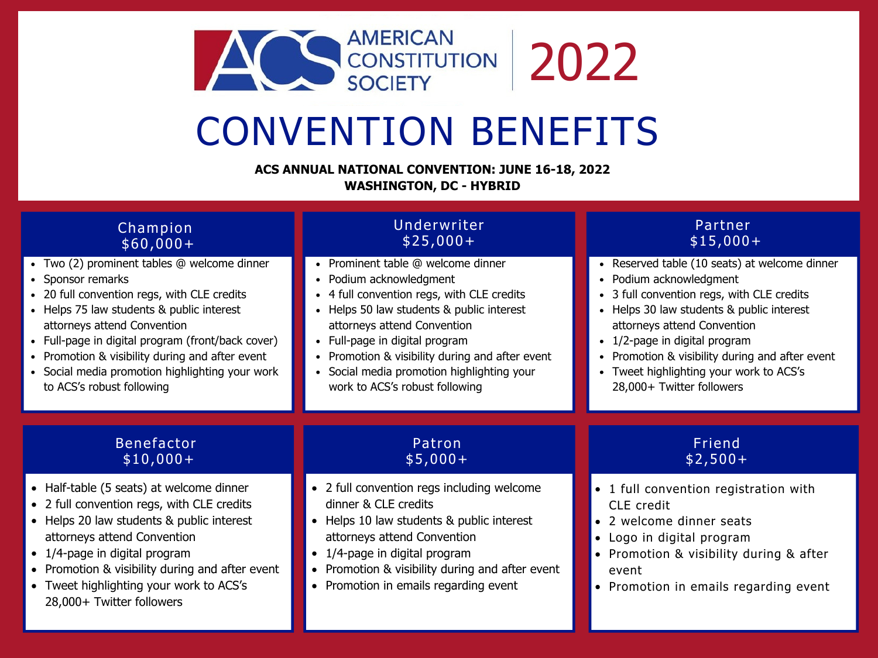AMERICAN CONSTITUTION SOCIETY 2022

# CONVENTION BENEFITS

**ACS ANNUAL NATIONAL CONVENTION: JUNE 16-18, 2022**
**WASHINGTON, DC - HYBRID**

## Champion
### $60,000+

- Two (2) prominent tables @ welcome dinner
- Sponsor remarks
- 20 full convention regs, with CLE credits
- Helps 75 law students & public interest attorneys attend Convention
- Full-page in digital program (front/back cover)
- Promotion & visibility during and after event
- Social media promotion highlighting your work to ACS's robust following

## Underwriter
### $25,000+

- Prominent table @ welcome dinner
- Podium acknowledgment
- 4 full convention regs, with CLE credits
- Helps 50 law students & public interest attorneys attend Convention
- Full-page in digital program
- Promotion & visibility during and after event
- Social media promotion highlighting your work to ACS's robust following

## Partner
### $15,000+

- Reserved table (10 seats) at welcome dinner
- Podium acknowledgment
- 3 full convention regs, with CLE credits
- Helps 30 law students & public interest attorneys attend Convention
- 1/2-page in digital program
- Promotion & visibility during and after event
- Tweet highlighting your work to ACS's 28,000+ Twitter followers

## Benefactor
### $10,000+

- Half-table (5 seats) at welcome dinner
- 2 full convention regs, with CLE credits
- Helps 20 law students & public interest attorneys attend Convention
- 1/4-page in digital program
- Promotion & visibility during and after event
- Tweet highlighting your work to ACS's 28,000+ Twitter followers

## Patron
### $5,000+

- 2 full convention regs including welcome dinner & CLE credits
- Helps 10 law students & public interest attorneys attend Convention
- 1/4-page in digital program
- Promotion & visibility during and after event
- Promotion in emails regarding event

## Friend
### $2,500+

- 1 full convention registration with CLE credit
- 2 welcome dinner seats
- Logo in digital program
- Promotion & visibility during & after event
- Promotion in emails regarding event